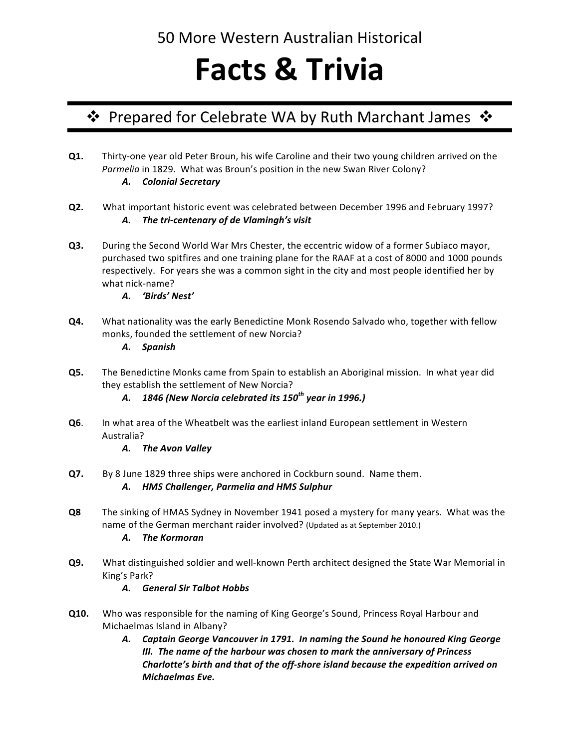50 More Western Australian Historical

# Facts & Trivia

## ❖ Prepared for Celebrate WA by Ruth Marchant James ❖

**Q1.** Thirty-one year old Peter Broun, his wife Caroline and their two young children arrived on the *Parmelia* in 1829. What was Broun's position in the new Swan River Colony?

> ***A. Colonial Secretary***

**Q2.** What important historic event was celebrated between December 1996 and February 1997?

> ***A. The tri-centenary of de Vlamingh's visit***

**Q3.** During the Second World War Mrs Chester, the eccentric widow of a former Subiaco mayor, purchased two spitfires and one training plane for the RAAF at a cost of 8000 and 1000 pounds respectively. For years she was a common sight in the city and most people identified her by what nick-name?

> ***A. 'Birds' Nest'***

**Q4.** What nationality was the early Benedictine Monk Rosendo Salvado who, together with fellow monks, founded the settlement of new Norcia?

> ***A. Spanish***

**Q5.** The Benedictine Monks came from Spain to establish an Aboriginal mission. In what year did they establish the settlement of New Norcia?

> ***A. 1846 (New Norcia celebrated its 150th year in 1996.)***

**Q6**. In what area of the Wheatbelt was the earliest inland European settlement in Western Australia?

> ***A. The Avon Valley***

**Q7.** By 8 June 1829 three ships were anchored in Cockburn sound. Name them.

> ***A. HMS Challenger, Parmelia and HMS Sulphur***

**Q8** The sinking of HMAS Sydney in November 1941 posed a mystery for many years. What was the name of the German merchant raider involved? (Updated as at September 2010.)

> ***A. The Kormoran***

**Q9.** What distinguished soldier and well-known Perth architect designed the State War Memorial in King's Park?

> ***A. General Sir Talbot Hobbs***

**Q10.** Who was responsible for the naming of King George's Sound, Princess Royal Harbour and Michaelmas Island in Albany?

> ***A. Captain George Vancouver in 1791. In naming the Sound he honoured King George III. The name of the harbour was chosen to mark the anniversary of Princess Charlotte's birth and that of the off-shore island because the expedition arrived on Michaelmas Eve.***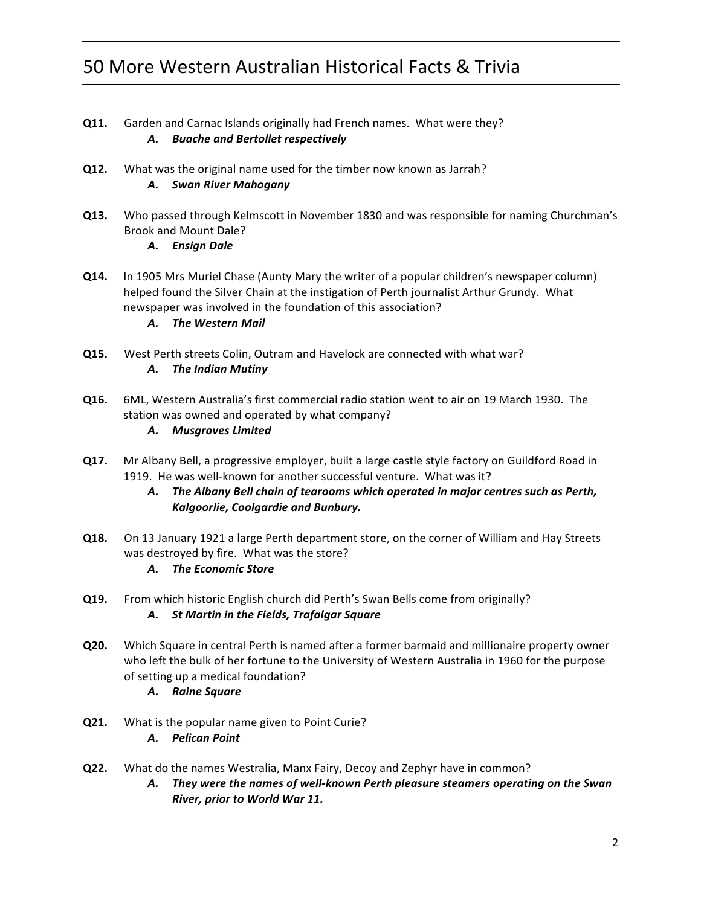# 50 More Western Australian Historical Facts & Trivia

**Q11.** Garden and Carnac Islands originally had French names. What were they?

*A.* ***Buache and Bertollet respectively***

**Q12.** What was the original name used for the timber now known as Jarrah?

*A.* ***Swan River Mahogany***

**Q13.** Who passed through Kelmscott in November 1830 and was responsible for naming Churchman's Brook and Mount Dale?

*A.* ***Ensign Dale***

**Q14.** In 1905 Mrs Muriel Chase (Aunty Mary the writer of a popular children's newspaper column) helped found the Silver Chain at the instigation of Perth journalist Arthur Grundy. What newspaper was involved in the foundation of this association?

*A.* ***The Western Mail***

**Q15.** West Perth streets Colin, Outram and Havelock are connected with what war?

*A.* ***The Indian Mutiny***

**Q16.** 6ML, Western Australia's first commercial radio station went to air on 19 March 1930. The station was owned and operated by what company?

*A.* ***Musgroves Limited***

**Q17.** Mr Albany Bell, a progressive employer, built a large castle style factory on Guildford Road in 1919. He was well-known for another successful venture. What was it?

*A.* ***The Albany Bell chain of tearooms which operated in major centres such as Perth, Kalgoorlie, Coolgardie and Bunbury.***

**Q18.** On 13 January 1921 a large Perth department store, on the corner of William and Hay Streets was destroyed by fire. What was the store?

*A.* ***The Economic Store***

**Q19.** From which historic English church did Perth's Swan Bells come from originally?

*A.* ***St Martin in the Fields, Trafalgar Square***

**Q20.** Which Square in central Perth is named after a former barmaid and millionaire property owner who left the bulk of her fortune to the University of Western Australia in 1960 for the purpose of setting up a medical foundation?

*A.* ***Raine Square***

**Q21.** What is the popular name given to Point Curie?

*A.* ***Pelican Point***

**Q22.** What do the names Westralia, Manx Fairy, Decoy and Zephyr have in common?

*A.* ***They were the names of well-known Perth pleasure steamers operating on the Swan River, prior to World War 11.***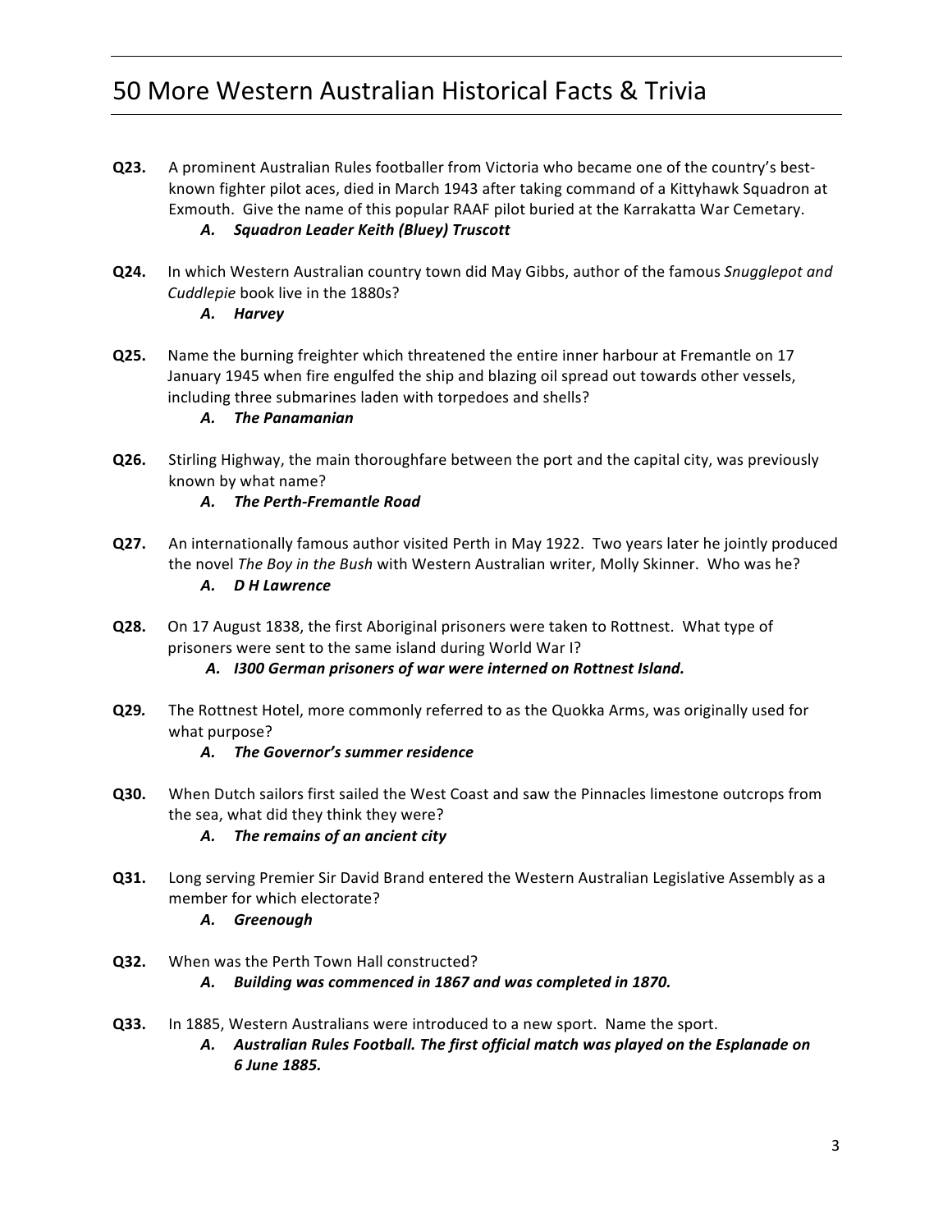# 50 More Western Australian Historical Facts & Trivia

**Q23.** A prominent Australian Rules footballer from Victoria who became one of the country's best-known fighter pilot aces, died in March 1943 after taking command of a Kittyhawk Squadron at Exmouth. Give the name of this popular RAAF pilot buried at the Karrakatta War Cemetary.

> ***A. Squadron Leader Keith (Bluey) Truscott***

**Q24.** In which Western Australian country town did May Gibbs, author of the famous *Snugglepot and Cuddlepie* book live in the 1880s?

> ***A. Harvey***

**Q25.** Name the burning freighter which threatened the entire inner harbour at Fremantle on 17 January 1945 when fire engulfed the ship and blazing oil spread out towards other vessels, including three submarines laden with torpedoes and shells?

> ***A. The Panamanian***

**Q26.** Stirling Highway, the main thoroughfare between the port and the capital city, was previously known by what name?

> ***A. The Perth-Fremantle Road***

**Q27.** An internationally famous author visited Perth in May 1922. Two years later he jointly produced the novel *The Boy in the Bush* with Western Australian writer, Molly Skinner. Who was he?

> ***A. D H Lawrence***

**Q28.** On 17 August 1838, the first Aboriginal prisoners were taken to Rottnest. What type of prisoners were sent to the same island during World War I?

> ***A. I300 German prisoners of war were interned on Rottnest Island.***

**Q29.** The Rottnest Hotel, more commonly referred to as the Quokka Arms, was originally used for what purpose?

> ***A. The Governor's summer residence***

**Q30.** When Dutch sailors first sailed the West Coast and saw the Pinnacles limestone outcrops from the sea, what did they think they were?

> ***A. The remains of an ancient city***

**Q31.** Long serving Premier Sir David Brand entered the Western Australian Legislative Assembly as a member for which electorate?

> ***A. Greenough***

**Q32.** When was the Perth Town Hall constructed?

> ***A. Building was commenced in 1867 and was completed in 1870.***

**Q33.** In 1885, Western Australians were introduced to a new sport. Name the sport.

> ***A. Australian Rules Football. The first official match was played on the Esplanade on 6 June 1885.***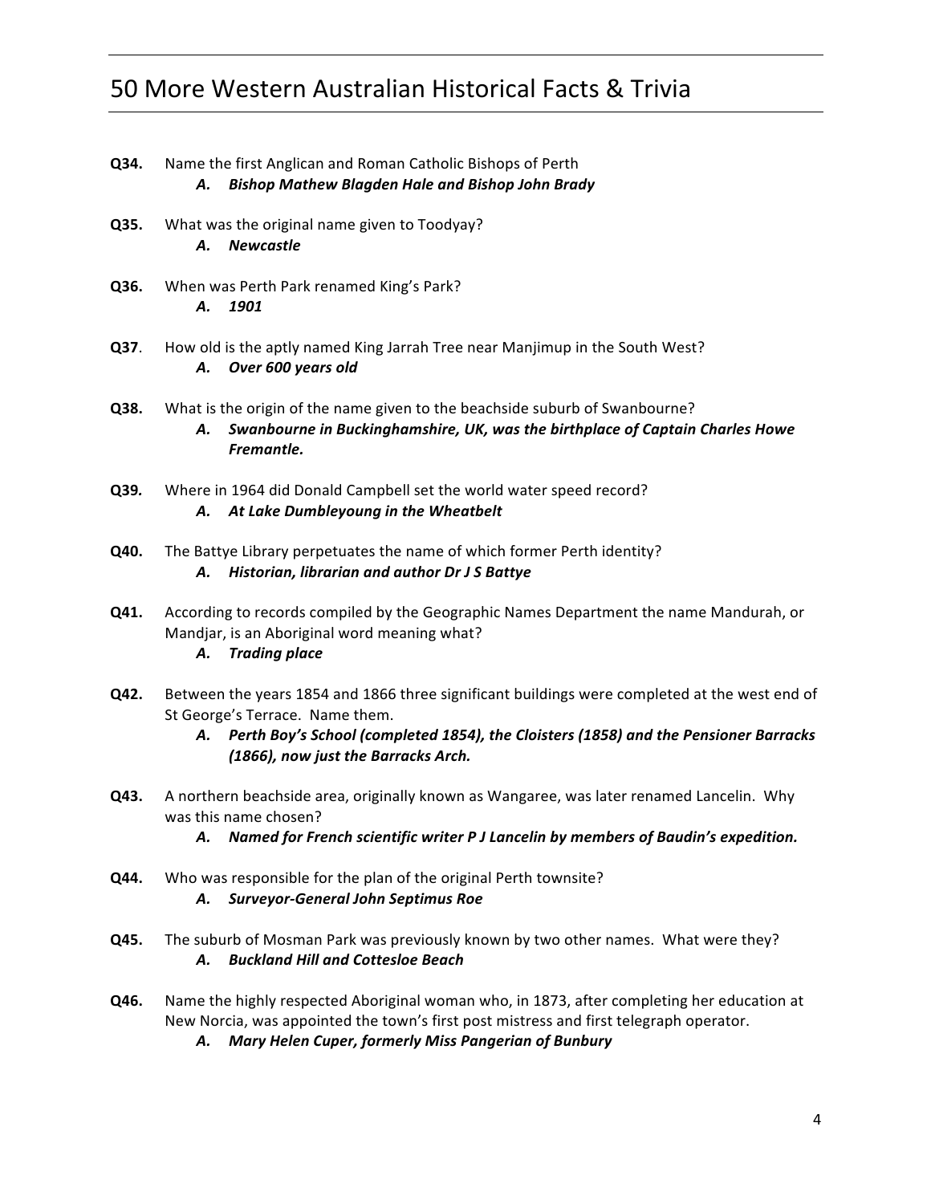# 50 More Western Australian Historical Facts & Trivia

**Q34.** Name the first Anglican and Roman Catholic Bishops of Perth

*A.* ***Bishop Mathew Blagden Hale and Bishop John Brady***

**Q35.** What was the original name given to Toodyay?

*A.* ***Newcastle***

**Q36.** When was Perth Park renamed King's Park?

*A.* ***1901***

**Q37**. How old is the aptly named King Jarrah Tree near Manjimup in the South West?

*A.* ***Over 600 years old***

**Q38.** What is the origin of the name given to the beachside suburb of Swanbourne?

*A.* ***Swanbourne in Buckinghamshire, UK, was the birthplace of Captain Charles Howe Fremantle.***

**Q39.** Where in 1964 did Donald Campbell set the world water speed record?

*A.* ***At Lake Dumbleyoung in the Wheatbelt***

**Q40.** The Battye Library perpetuates the name of which former Perth identity?

*A.* ***Historian, librarian and author Dr J S Battye***

**Q41.** According to records compiled by the Geographic Names Department the name Mandurah, or Mandjar, is an Aboriginal word meaning what?

*A.* ***Trading place***

**Q42.** Between the years 1854 and 1866 three significant buildings were completed at the west end of St George's Terrace. Name them.

*A.* ***Perth Boy's School (completed 1854), the Cloisters (1858) and the Pensioner Barracks (1866), now just the Barracks Arch.***

**Q43.** A northern beachside area, originally known as Wangaree, was later renamed Lancelin. Why was this name chosen?

*A.* ***Named for French scientific writer P J Lancelin by members of Baudin's expedition.***

**Q44.** Who was responsible for the plan of the original Perth townsite?

*A.* ***Surveyor-General John Septimus Roe***

**Q45.** The suburb of Mosman Park was previously known by two other names. What were they?

*A.* ***Buckland Hill and Cottesloe Beach***

**Q46.** Name the highly respected Aboriginal woman who, in 1873, after completing her education at New Norcia, was appointed the town's first post mistress and first telegraph operator.

*A.* ***Mary Helen Cuper, formerly Miss Pangerian of Bunbury***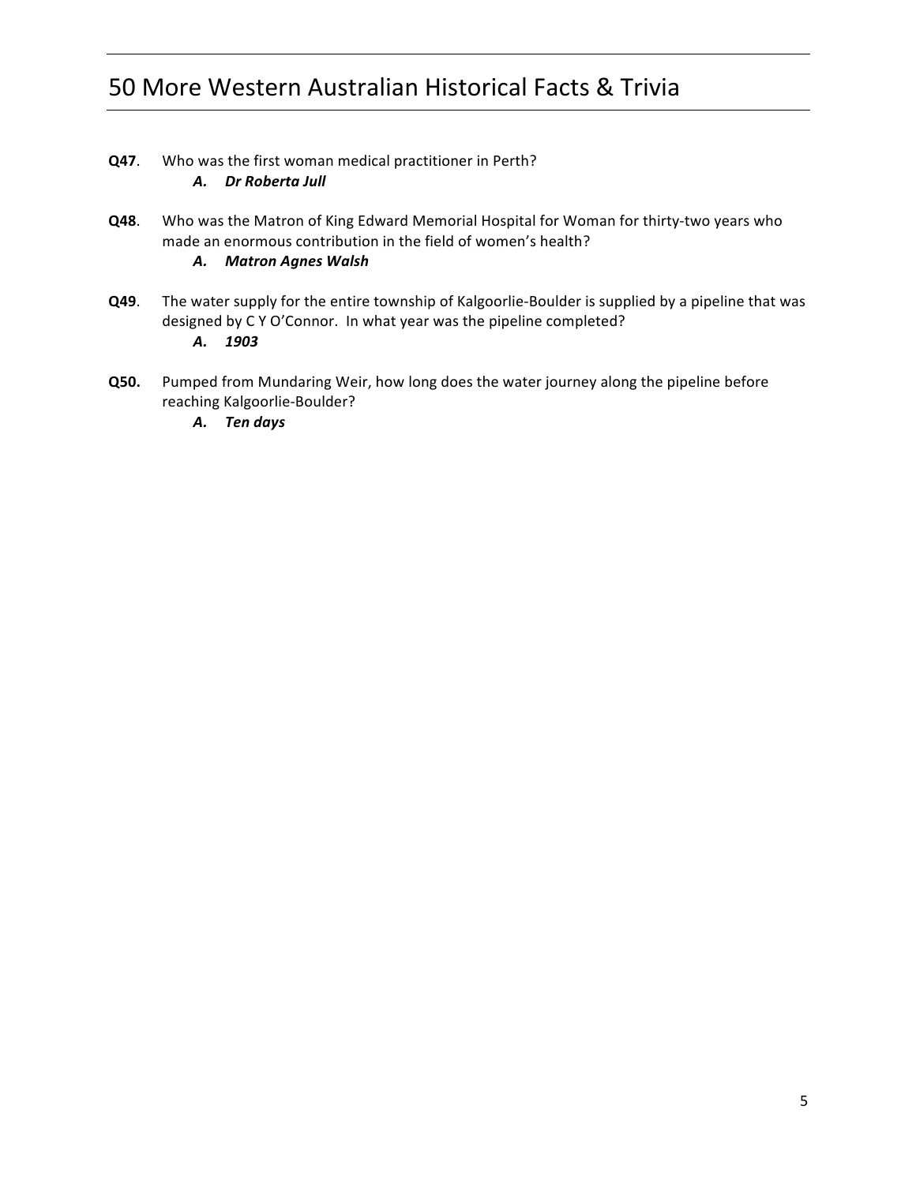**Q47**. Who was the first woman medical practitioner in Perth?

*A.* ***Dr Roberta Jull***

**Q48**. Who was the Matron of King Edward Memorial Hospital for Woman for thirty-two years who made an enormous contribution in the field of women's health?

*A.* ***Matron Agnes Walsh***

**Q49**. The water supply for the entire township of Kalgoorlie-Boulder is supplied by a pipeline that was designed by C Y O'Connor. In what year was the pipeline completed?

*A.* ***1903***

**Q50.** Pumped from Mundaring Weir, how long does the water journey along the pipeline before reaching Kalgoorlie-Boulder?

*A.* ***Ten days***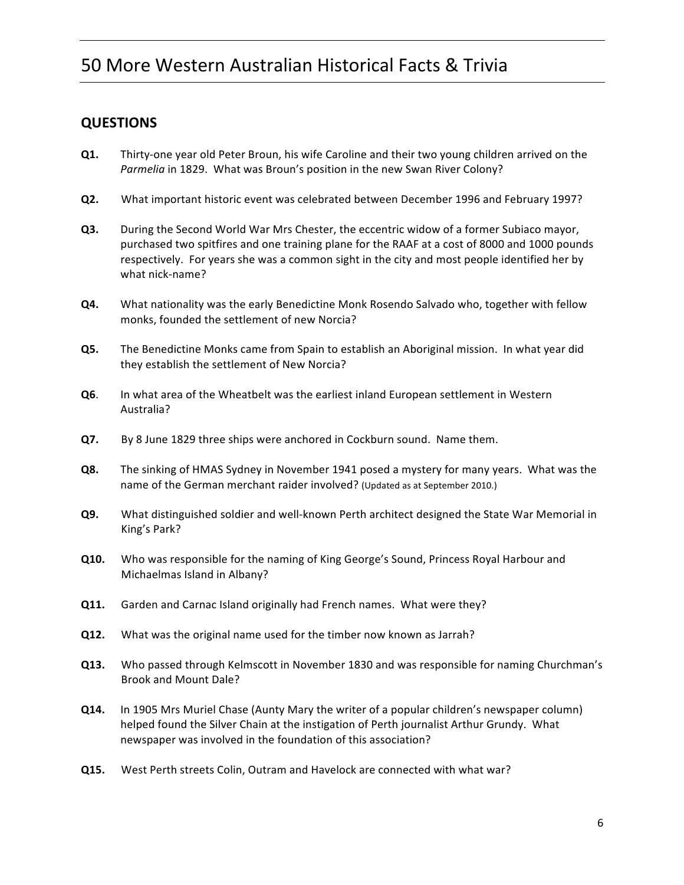# 50 More Western Australian Historical Facts & Trivia

## QUESTIONS

**Q1.** Thirty-one year old Peter Broun, his wife Caroline and their two young children arrived on the *Parmelia* in 1829. What was Broun's position in the new Swan River Colony?

**Q2.** What important historic event was celebrated between December 1996 and February 1997?

**Q3.** During the Second World War Mrs Chester, the eccentric widow of a former Subiaco mayor, purchased two spitfires and one training plane for the RAAF at a cost of 8000 and 1000 pounds respectively. For years she was a common sight in the city and most people identified her by what nick-name?

**Q4.** What nationality was the early Benedictine Monk Rosendo Salvado who, together with fellow monks, founded the settlement of new Norcia?

**Q5.** The Benedictine Monks came from Spain to establish an Aboriginal mission. In what year did they establish the settlement of New Norcia?

**Q6**. In what area of the Wheatbelt was the earliest inland European settlement in Western Australia?

**Q7.** By 8 June 1829 three ships were anchored in Cockburn sound. Name them.

**Q8.** The sinking of HMAS Sydney in November 1941 posed a mystery for many years. What was the name of the German merchant raider involved? (Updated as at September 2010.)

**Q9.** What distinguished soldier and well-known Perth architect designed the State War Memorial in King's Park?

**Q10.** Who was responsible for the naming of King George's Sound, Princess Royal Harbour and Michaelmas Island in Albany?

**Q11.** Garden and Carnac Island originally had French names. What were they?

**Q12.** What was the original name used for the timber now known as Jarrah?

**Q13.** Who passed through Kelmscott in November 1830 and was responsible for naming Churchman's Brook and Mount Dale?

**Q14.** In 1905 Mrs Muriel Chase (Aunty Mary the writer of a popular children's newspaper column) helped found the Silver Chain at the instigation of Perth journalist Arthur Grundy. What newspaper was involved in the foundation of this association?

**Q15.** West Perth streets Colin, Outram and Havelock are connected with what war?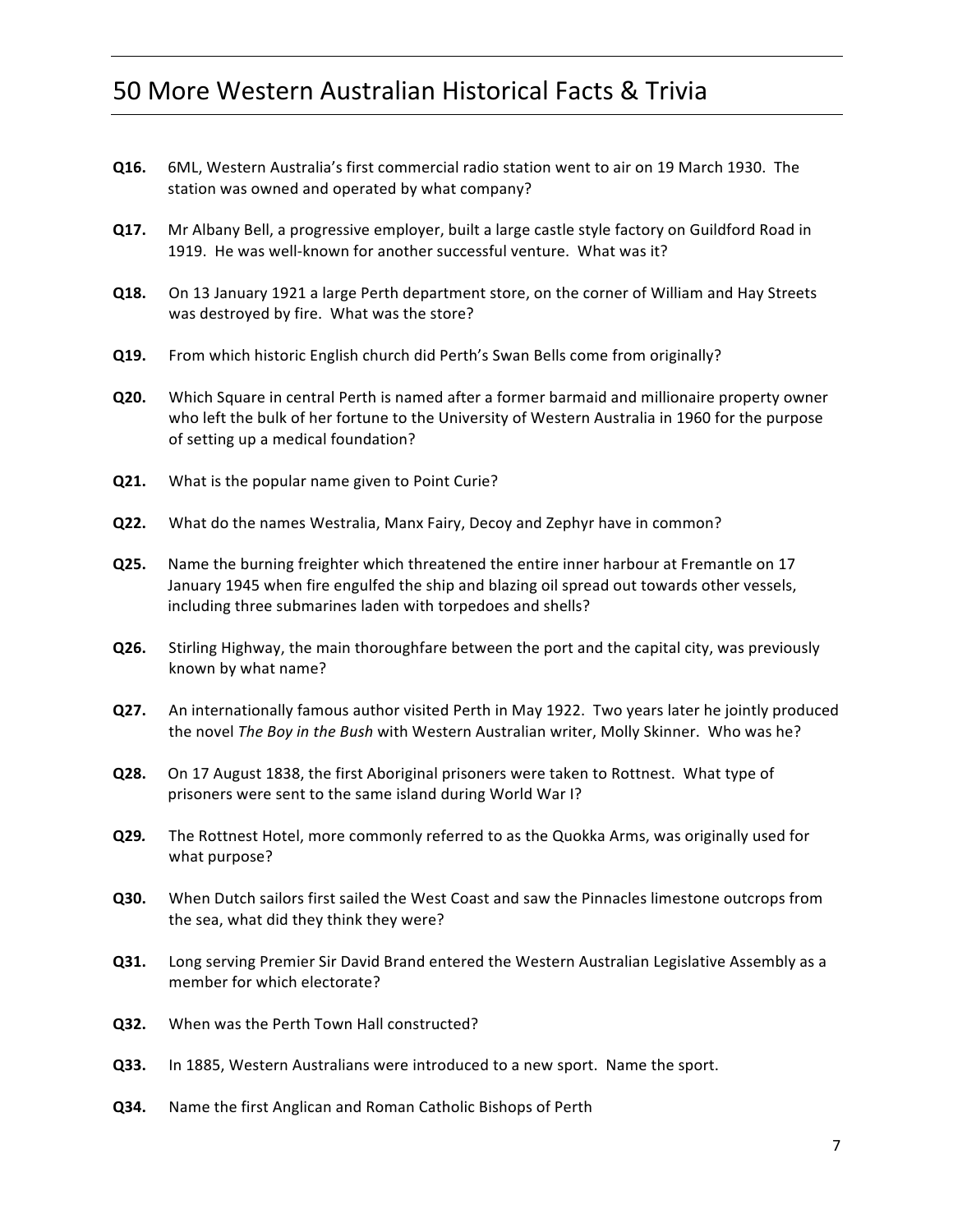# 50 More Western Australian Historical Facts & Trivia

**Q16.** 6ML, Western Australia's first commercial radio station went to air on 19 March 1930. The station was owned and operated by what company?

**Q17.** Mr Albany Bell, a progressive employer, built a large castle style factory on Guildford Road in 1919. He was well-known for another successful venture. What was it?

**Q18.** On 13 January 1921 a large Perth department store, on the corner of William and Hay Streets was destroyed by fire. What was the store?

**Q19.** From which historic English church did Perth's Swan Bells come from originally?

**Q20.** Which Square in central Perth is named after a former barmaid and millionaire property owner who left the bulk of her fortune to the University of Western Australia in 1960 for the purpose of setting up a medical foundation?

**Q21.** What is the popular name given to Point Curie?

**Q22.** What do the names Westralia, Manx Fairy, Decoy and Zephyr have in common?

**Q25.** Name the burning freighter which threatened the entire inner harbour at Fremantle on 17 January 1945 when fire engulfed the ship and blazing oil spread out towards other vessels, including three submarines laden with torpedoes and shells?

**Q26.** Stirling Highway, the main thoroughfare between the port and the capital city, was previously known by what name?

**Q27.** An internationally famous author visited Perth in May 1922. Two years later he jointly produced the novel *The Boy in the Bush* with Western Australian writer, Molly Skinner. Who was he?

**Q28.** On 17 August 1838, the first Aboriginal prisoners were taken to Rottnest. What type of prisoners were sent to the same island during World War I?

**Q29.** The Rottnest Hotel, more commonly referred to as the Quokka Arms, was originally used for what purpose?

**Q30.** When Dutch sailors first sailed the West Coast and saw the Pinnacles limestone outcrops from the sea, what did they think they were?

**Q31.** Long serving Premier Sir David Brand entered the Western Australian Legislative Assembly as a member for which electorate?

**Q32.** When was the Perth Town Hall constructed?

**Q33.** In 1885, Western Australians were introduced to a new sport. Name the sport.

**Q34.** Name the first Anglican and Roman Catholic Bishops of Perth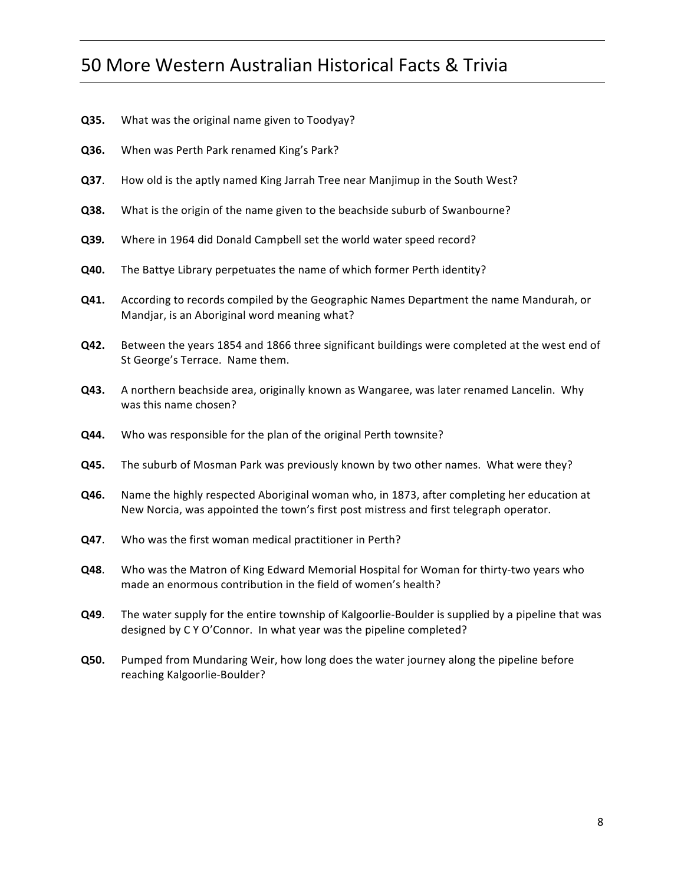# 50 More Western Australian Historical Facts & Trivia

**Q35.** What was the original name given to Toodyay?

**Q36.** When was Perth Park renamed King's Park?

**Q37**. How old is the aptly named King Jarrah Tree near Manjimup in the South West?

**Q38.** What is the origin of the name given to the beachside suburb of Swanbourne?

**Q39.** Where in 1964 did Donald Campbell set the world water speed record?

**Q40.** The Battye Library perpetuates the name of which former Perth identity?

**Q41.** According to records compiled by the Geographic Names Department the name Mandurah, or Mandjar, is an Aboriginal word meaning what?

**Q42.** Between the years 1854 and 1866 three significant buildings were completed at the west end of St George's Terrace. Name them.

**Q43.** A northern beachside area, originally known as Wangaree, was later renamed Lancelin. Why was this name chosen?

**Q44.** Who was responsible for the plan of the original Perth townsite?

**Q45.** The suburb of Mosman Park was previously known by two other names. What were they?

**Q46.** Name the highly respected Aboriginal woman who, in 1873, after completing her education at New Norcia, was appointed the town's first post mistress and first telegraph operator.

**Q47**. Who was the first woman medical practitioner in Perth?

**Q48**. Who was the Matron of King Edward Memorial Hospital for Woman for thirty-two years who made an enormous contribution in the field of women's health?

**Q49**. The water supply for the entire township of Kalgoorlie-Boulder is supplied by a pipeline that was designed by C Y O'Connor. In what year was the pipeline completed?

**Q50.** Pumped from Mundaring Weir, how long does the water journey along the pipeline before reaching Kalgoorlie-Boulder?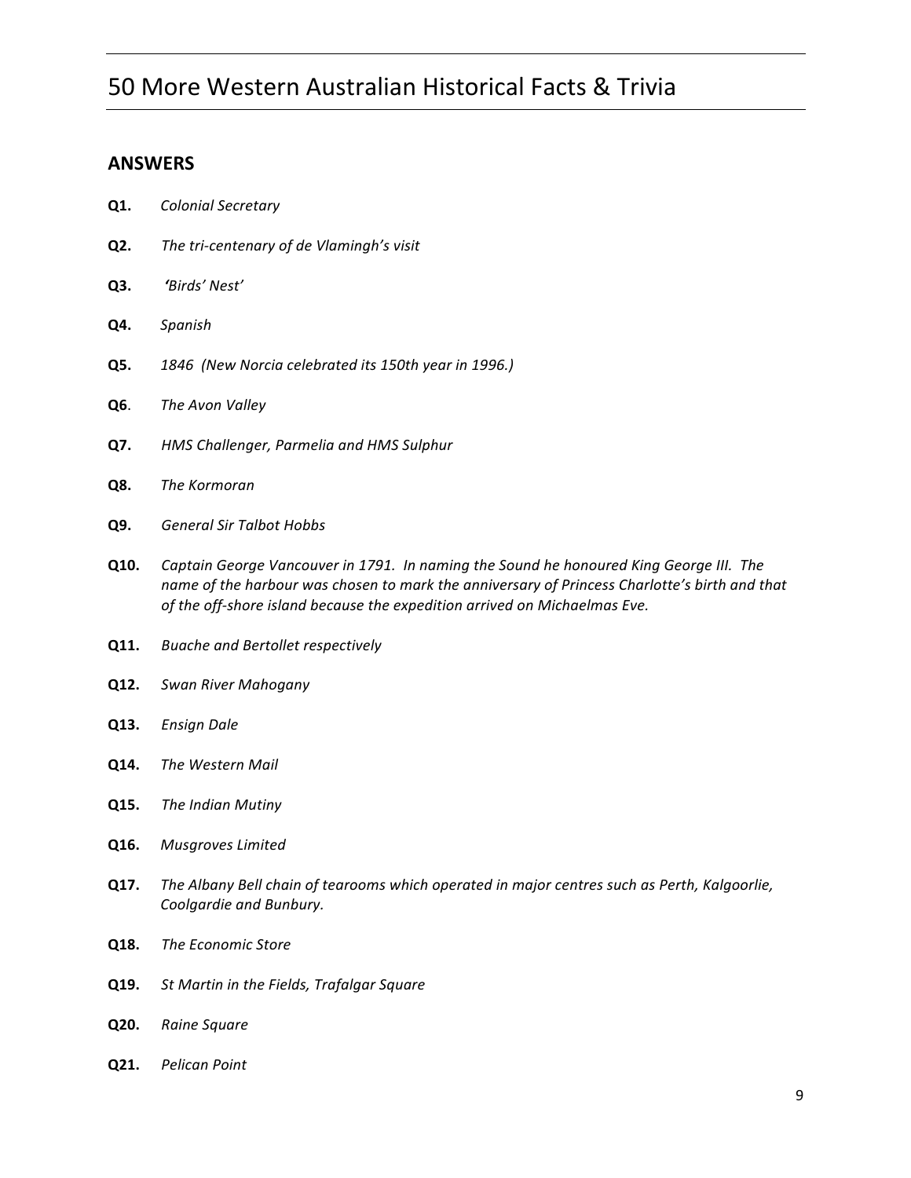# 50 More Western Australian Historical Facts & Trivia

## ANSWERS

**Q1.** *Colonial Secretary*

**Q2.** *The tri-centenary of de Vlamingh's visit*

**Q3.** *'Birds' Nest'*

**Q4.** *Spanish*

**Q5.** *1846 (New Norcia celebrated its 150th year in 1996.)*

**Q6**. *The Avon Valley*

**Q7.** *HMS Challenger, Parmelia and HMS Sulphur*

**Q8.** *The Kormoran*

**Q9.** *General Sir Talbot Hobbs*

**Q10.** *Captain George Vancouver in 1791. In naming the Sound he honoured King George III. The name of the harbour was chosen to mark the anniversary of Princess Charlotte's birth and that of the off-shore island because the expedition arrived on Michaelmas Eve.*

**Q11.** *Buache and Bertollet respectively*

**Q12.** *Swan River Mahogany*

**Q13.** *Ensign Dale*

**Q14.** *The Western Mail*

**Q15.** *The Indian Mutiny*

**Q16.** *Musgroves Limited*

**Q17.** *The Albany Bell chain of tearooms which operated in major centres such as Perth, Kalgoorlie, Coolgardie and Bunbury.*

**Q18.** *The Economic Store*

**Q19.** *St Martin in the Fields, Trafalgar Square*

**Q20.** *Raine Square*

**Q21.** *Pelican Point*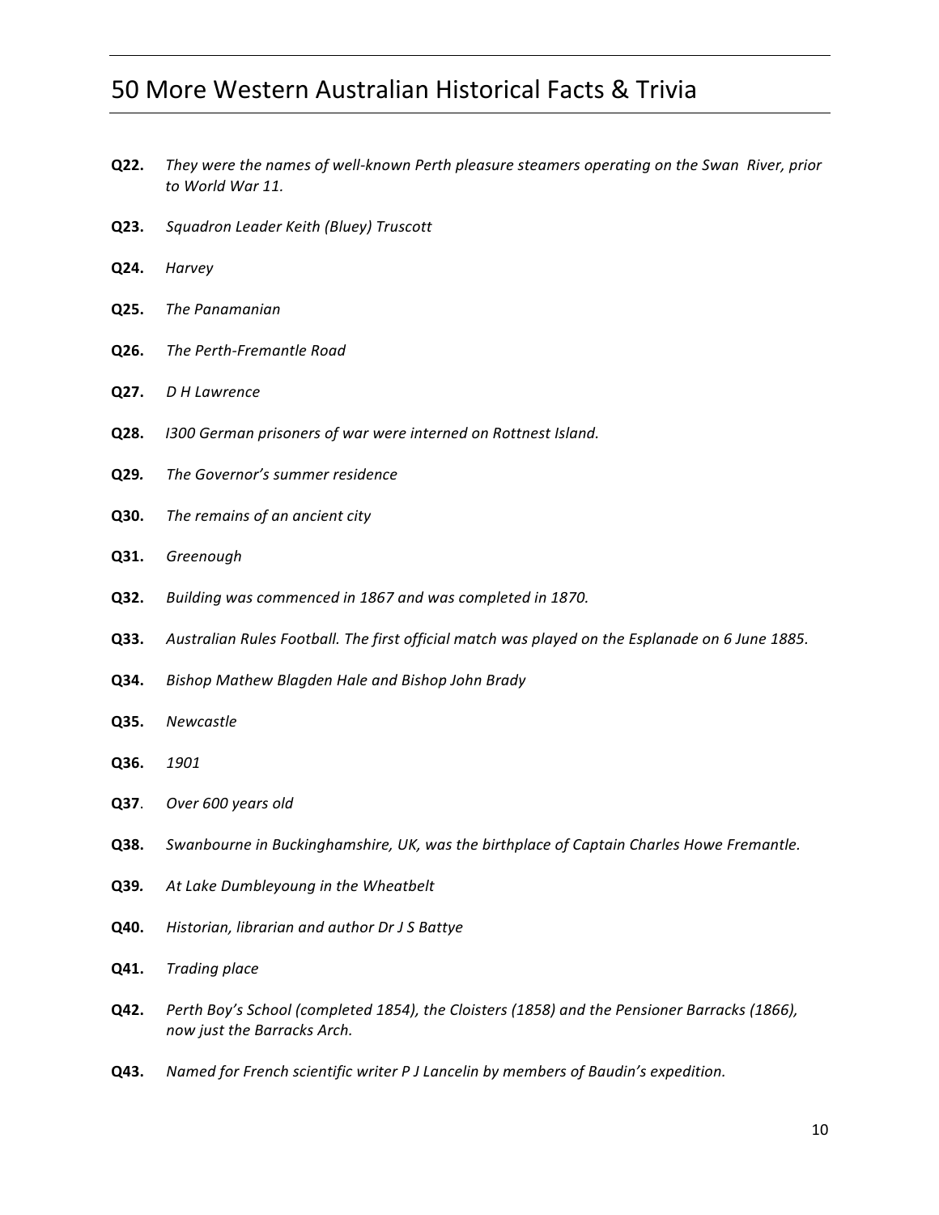# 50 More Western Australian Historical Facts & Trivia

**Q22.** *They were the names of well-known Perth pleasure steamers operating on the Swan River, prior to World War 11.*

**Q23.** *Squadron Leader Keith (Bluey) Truscott*

**Q24.** *Harvey*

**Q25.** *The Panamanian*

**Q26.** *The Perth-Fremantle Road*

**Q27.** *D H Lawrence*

**Q28.** *I300 German prisoners of war were interned on Rottnest Island.*

**Q29.** *The Governor's summer residence*

**Q30.** *The remains of an ancient city*

**Q31.** *Greenough*

**Q32.** *Building was commenced in 1867 and was completed in 1870.*

**Q33.** *Australian Rules Football. The first official match was played on the Esplanade on 6 June 1885.*

**Q34.** *Bishop Mathew Blagden Hale and Bishop John Brady*

**Q35.** *Newcastle*

**Q36.** *1901*

**Q37**. *Over 600 years old*

**Q38.** *Swanbourne in Buckinghamshire, UK, was the birthplace of Captain Charles Howe Fremantle.*

**Q39.** *At Lake Dumbleyoung in the Wheatbelt*

**Q40.** *Historian, librarian and author Dr J S Battye*

**Q41.** *Trading place*

**Q42.** *Perth Boy's School (completed 1854), the Cloisters (1858) and the Pensioner Barracks (1866), now just the Barracks Arch.*

**Q43.** *Named for French scientific writer P J Lancelin by members of Baudin's expedition.*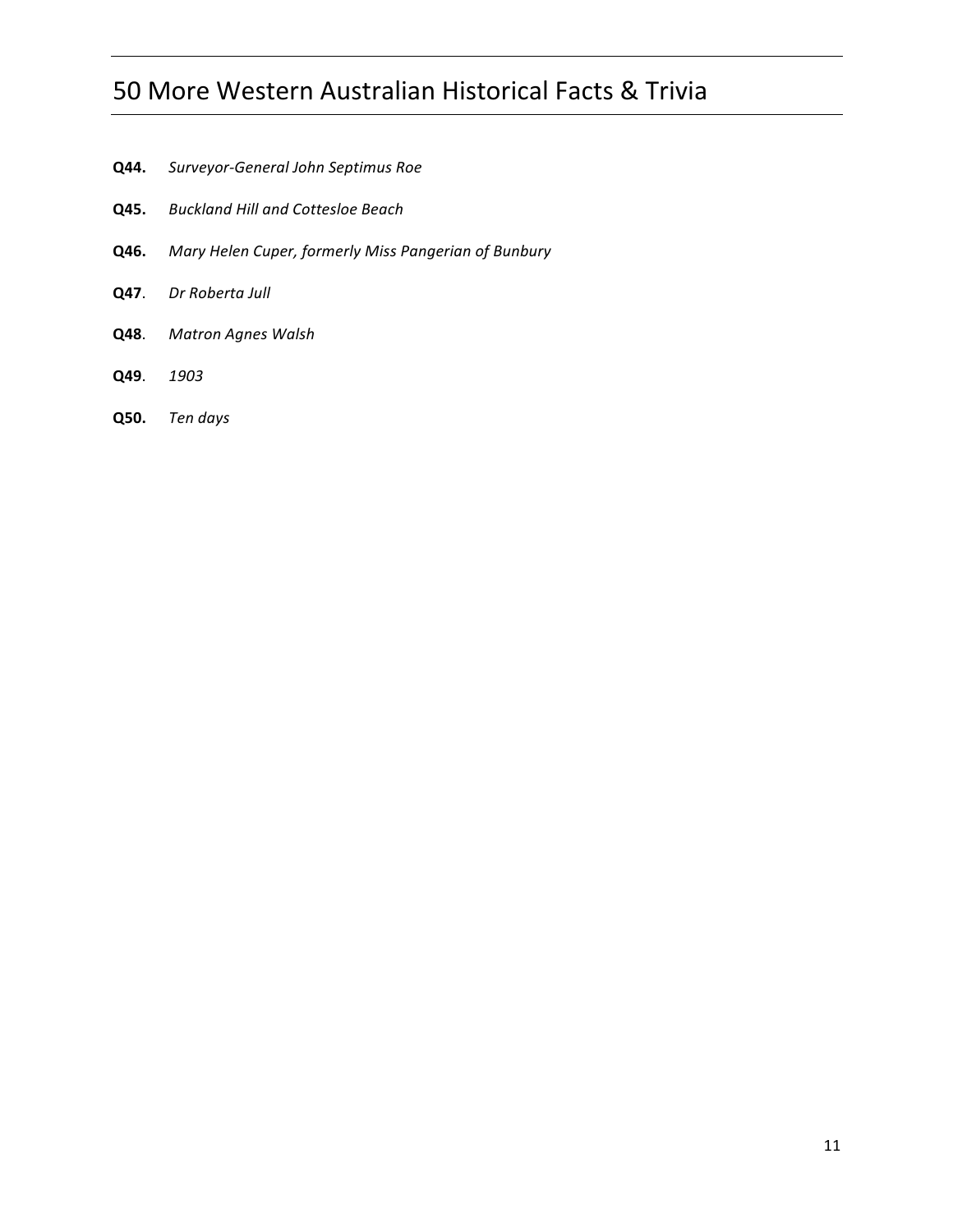# 50 More Western Australian Historical Facts & Trivia

**Q44.** *Surveyor-General John Septimus Roe*

**Q45.** *Buckland Hill and Cottesloe Beach*

**Q46.** *Mary Helen Cuper, formerly Miss Pangerian of Bunbury*

**Q47**. *Dr Roberta Jull*

**Q48**. *Matron Agnes Walsh*

**Q49**. *1903*

**Q50.** *Ten days*